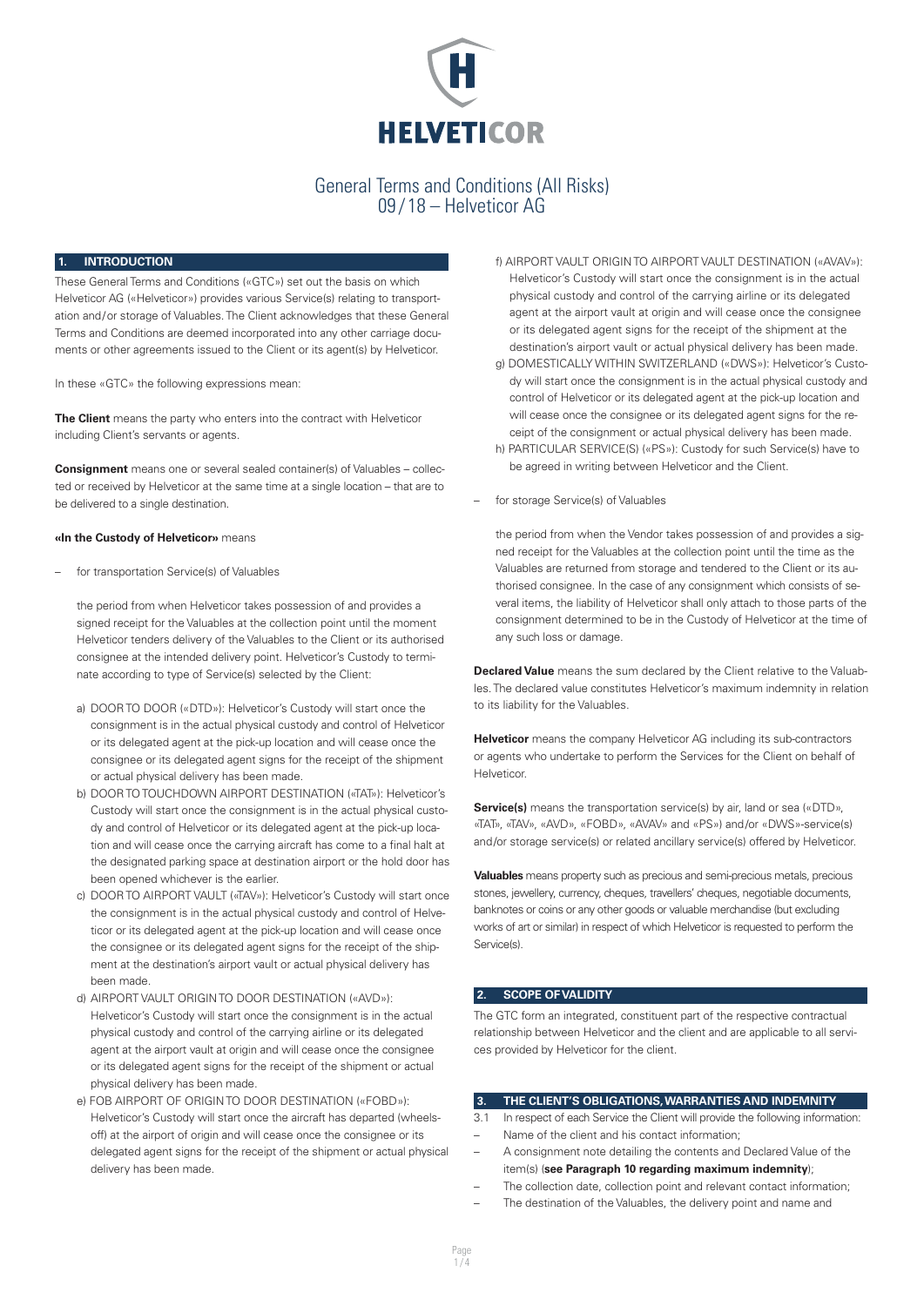# General Terms and Conditions (All Risks)
# 09 / 18 – Helveticor AG

## 1. INTRODUCTION

These General Terms and Conditions («GTC») set out the basis on which Helveticor AG («Helveticor») provides various Service(s) relating to transportation and/or storage of Valuables. The Client acknowledges that these General Terms and Conditions are deemed incorporated into any other carriage documents or other agreements issued to the Client or its agent(s) by Helveticor.

In these «GTC» the following expressions mean:

**The Client** means the party who enters into the contract with Helveticor including Client's servants or agents.

**Consignment** means one or several sealed container(s) of Valuables – collected or received by Helveticor at the same time at a single location – that are to be delivered to a single destination.

**«In the Custody of Helveticor»** means

– for transportation Service(s) of Valuables

the period from when Helveticor takes possession of and provides a signed receipt for the Valuables at the collection point until the moment Helveticor tenders delivery of the Valuables to the Client or its authorised consignee at the intended delivery point. Helveticor's Custody to terminate according to type of Service(s) selected by the Client:

a) DOOR TO DOOR («DTD»): Helveticor's Custody will start once the consignment is in the actual physical custody and control of Helveticor or its delegated agent at the pick-up location and will cease once the consignee or its delegated agent signs for the receipt of the shipment or actual physical delivery has been made.
b) DOOR TO TOUCHDOWN AIRPORT DESTINATION («TAT»): Helveticor's Custody will start once the consignment is in the actual physical custody and control of Helveticor or its delegated agent at the pick-up location and will cease once the carrying aircraft has come to a final halt at the designated parking space at destination airport or the hold door has been opened whichever is the earlier.
c) DOOR TO AIRPORT VAULT («TAV»): Helveticor's Custody will start once the consignment is in the actual physical custody and control of Helveticor or its delegated agent at the pick-up location and will cease once the consignee or its delegated agent signs for the receipt of the shipment at the destination's airport vault or actual physical delivery has been made.
d) AIRPORT VAULT ORIGIN TO DOOR DESTINATION («AVD»): Helveticor's Custody will start once the consignment is in the actual physical custody and control of the carrying airline or its delegated agent at the airport vault at origin and will cease once the consignee or its delegated agent signs for the receipt of the shipment or actual physical delivery has been made.
e) FOB AIRPORT OF ORIGIN TO DOOR DESTINATION («FOBD»): Helveticor's Custody will start once the aircraft has departed (wheels-off) at the airport of origin and will cease once the consignee or its delegated agent signs for the receipt of the shipment or actual physical delivery has been made.
f) AIRPORT VAULT ORIGIN TO AIRPORT VAULT DESTINATION («AVAV»): Helveticor's Custody will start once the consignment is in the actual physical custody and control of the carrying airline or its delegated agent at the airport vault at origin and will cease once the consignee or its delegated agent signs for the receipt of the shipment at the destination's airport vault or actual physical delivery has been made.
g) DOMESTICALLY WITHIN SWITZERLAND («DWS»): Helveticor's Custody will start once the consignment is in the actual physical custody and control of Helveticor or its delegated agent at the pick-up location and will cease once the consignee or its delegated agent signs for the receipt of the consignment or actual physical delivery has been made.
h) PARTICULAR SERVICE(S) («PS»): Custody for such Service(s) have to be agreed in writing between Helveticor and the Client.

– for storage Service(s) of Valuables

the period from when the Vendor takes possession of and provides a signed receipt for the Valuables at the collection point until the time as the Valuables are returned from storage and tendered to the Client or its authorised consignee. In the case of any consignment which consists of several items, the liability of Helveticor shall only attach to those parts of the consignment determined to be in the Custody of Helveticor at the time of any such loss or damage.

**Declared Value** means the sum declared by the Client relative to the Valuables. The declared value constitutes Helveticor's maximum indemnity in relation to its liability for the Valuables.

**Helveticor** means the company Helveticor AG including its sub-contractors or agents who undertake to perform the Services for the Client on behalf of Helveticor.

**Service(s)** means the transportation service(s) by air, land or sea («DTD», «TAT», «TAV», «AVD», «FOBD», «AVAV» and «PS») and/or «DWS»-service(s) and/or storage service(s) or related ancillary service(s) offered by Helveticor.

**Valuables** means property such as precious and semi-precious metals, precious stones, jewellery, currency, cheques, travellers' cheques, negotiable documents, banknotes or coins or any other goods or valuable merchandise (but excluding works of art or similar) in respect of which Helveticor is requested to perform the Service(s).

## 2. SCOPE OF VALIDITY

The GTC form an integrated, constituent part of the respective contractual relationship between Helveticor and the client and are applicable to all services provided by Helveticor for the client.

## 3. THE CLIENT'S OBLIGATIONS, WARRANTIES AND INDEMNITY

3.1 In respect of each Service the Client will provide the following information:
– Name of the client and his contact information;
– A consignment note detailing the contents and Declared Value of the item(s) (**see Paragraph 10 regarding maximum indemnity**);
– The collection date, collection point and relevant contact information;
– The destination of the Valuables, the delivery point and name and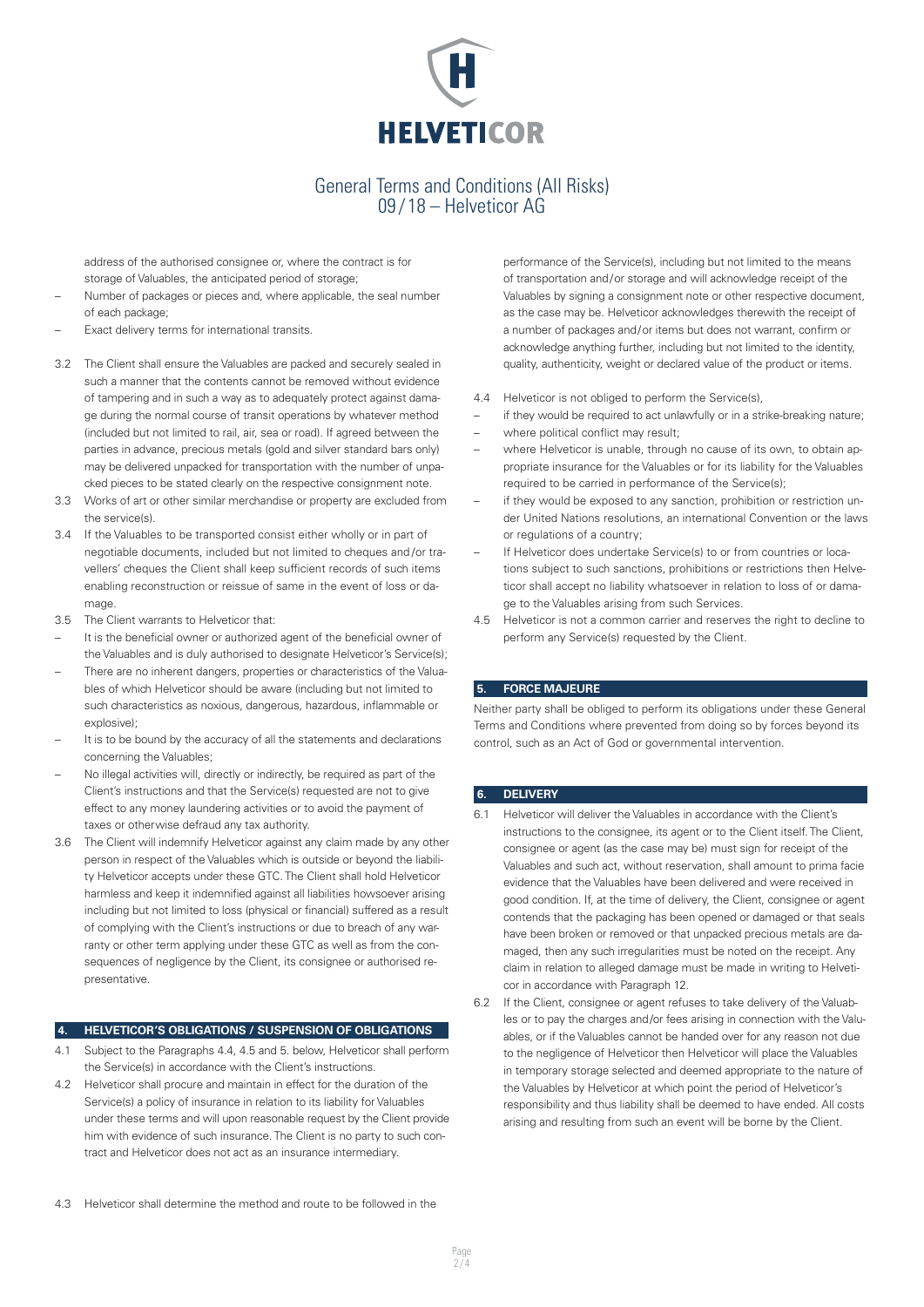address of the authorised consignee or, where the contract is for storage of Valuables, the anticipated period of storage;

- Number of packages or pieces and, where applicable, the seal number of each package;
- Exact delivery terms for international transits.

3.2 The Client shall ensure the Valuables are packed and securely sealed in such a manner that the contents cannot be removed without evidence of tampering and in such a way as to adequately protect against damage during the normal course of transit operations by whatever method (included but not limited to rail, air, sea or road). If agreed between the parties in advance, precious metals (gold and silver standard bars only) may be delivered unpacked for transportation with the number of unpacked pieces to be stated clearly on the respective consignment note.

3.3 Works of art or other similar merchandise or property are excluded from the service(s).

3.4 If the Valuables to be transported consist either wholly or in part of negotiable documents, included but not limited to cheques and/or travellers' cheques the Client shall keep sufficient records of such items enabling reconstruction or reissue of same in the event of loss or damage.

3.5 The Client warrants to Helveticor that:

- It is the beneficial owner or authorized agent of the beneficial owner of the Valuables and is duly authorised to designate Helveticor's Service(s);
- There are no inherent dangers, properties or characteristics of the Valuables of which Helveticor should be aware (including but not limited to such characteristics as noxious, dangerous, hazardous, inflammable or explosive);
- It is to be bound by the accuracy of all the statements and declarations concerning the Valuables;
- No illegal activities will, directly or indirectly, be required as part of the Client's instructions and that the Service(s) requested are not to give effect to any money laundering activities or to avoid the payment of taxes or otherwise defraud any tax authority.

3.6 The Client will indemnify Helveticor against any claim made by any other person in respect of the Valuables which is outside or beyond the liability Helveticor accepts under these GTC. The Client shall hold Helveticor harmless and keep it indemnified against all liabilities howsoever arising including but not limited to loss (physical or financial) suffered as a result of complying with the Client's instructions or due to breach of any warranty or other term applying under these GTC as well as from the consequences of negligence by the Client, its consignee or authorised representative.

## 4. HELVETICOR'S OBLIGATIONS / SUSPENSION OF OBLIGATIONS

4.1 Subject to the Paragraphs 4.4, 4.5 and 5. below, Helveticor shall perform the Service(s) in accordance with the Client's instructions.

4.2 Helveticor shall procure and maintain in effect for the duration of the Service(s) a policy of insurance in relation to its liability for Valuables under these terms and will upon reasonable request by the Client provide him with evidence of such insurance. The Client is no party to such contract and Helveticor does not act as an insurance intermediary.

4.3 Helveticor shall determine the method and route to be followed in the performance of the Service(s), including but not limited to the means of transportation and/or storage and will acknowledge receipt of the Valuables by signing a consignment note or other respective document, as the case may be. Helveticor acknowledges therewith the receipt of a number of packages and/or items but does not warrant, confirm or acknowledge anything further, including but not limited to the identity, quality, authenticity, weight or declared value of the product or items.

4.4 Helveticor is not obliged to perform the Service(s),

- if they would be required to act unlawfully or in a strike-breaking nature;
- where political conflict may result;
- where Helveticor is unable, through no cause of its own, to obtain appropriate insurance for the Valuables or for its liability for the Valuables required to be carried in performance of the Service(s);
- if they would be exposed to any sanction, prohibition or restriction under United Nations resolutions, an international Convention or the laws or regulations of a country;
- If Helveticor does undertake Service(s) to or from countries or locations subject to such sanctions, prohibitions or restrictions then Helveticor shall accept no liability whatsoever in relation to loss of or damage to the Valuables arising from such Services.

4.5 Helveticor is not a common carrier and reserves the right to decline to perform any Service(s) requested by the Client.

## 5. FORCE MAJEURE

Neither party shall be obliged to perform its obligations under these General Terms and Conditions where prevented from doing so by forces beyond its control, such as an Act of God or governmental intervention.

## 6. DELIVERY

6.1 Helveticor will deliver the Valuables in accordance with the Client's instructions to the consignee, its agent or to the Client itself. The Client, consignee or agent (as the case may be) must sign for receipt of the Valuables and such act, without reservation, shall amount to prima facie evidence that the Valuables have been delivered and were received in good condition. If, at the time of delivery, the Client, consignee or agent contends that the packaging has been opened or damaged or that seals have been broken or removed or that unpacked precious metals are damaged, then any such irregularities must be noted on the receipt. Any claim in relation to alleged damage must be made in writing to Helveticor in accordance with Paragraph 12.

6.2 If the Client, consignee or agent refuses to take delivery of the Valuables or to pay the charges and/or fees arising in connection with the Valuables, or if the Valuables cannot be handed over for any reason not due to the negligence of Helveticor then Helveticor will place the Valuables in temporary storage selected and deemed appropriate to the nature of the Valuables by Helveticor at which point the period of Helveticor's responsibility and thus liability shall be deemed to have ended. All costs arising and resulting from such an event will be borne by the Client.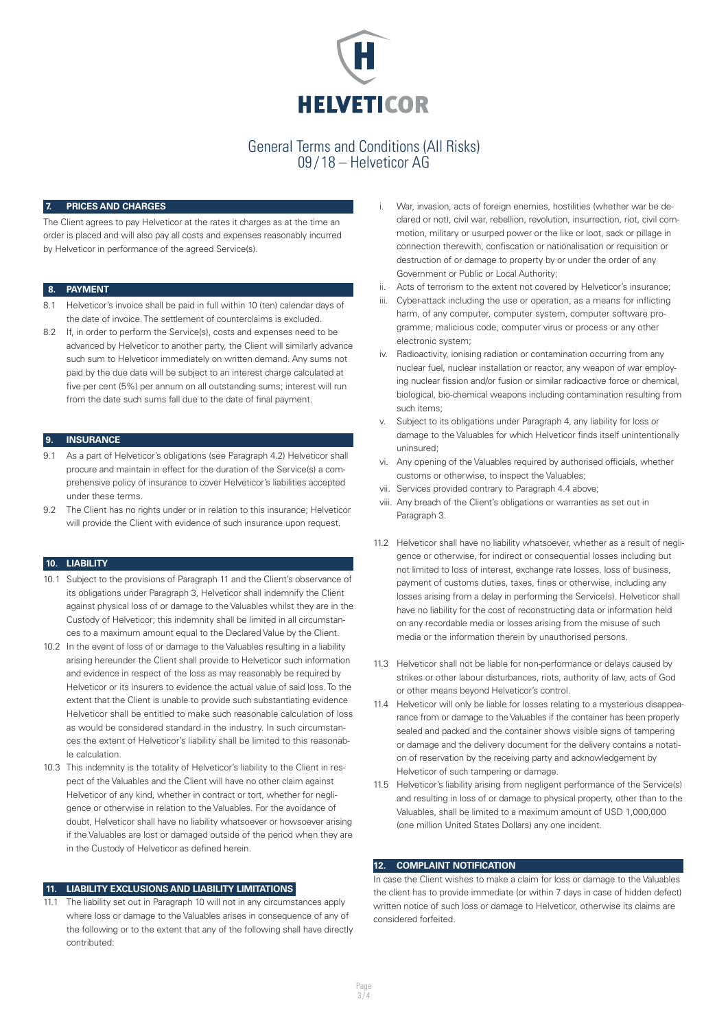# HELVETICOR

## General Terms and Conditions (All Risks) 09/18 – Helveticor AG

### 7. PRICES AND CHARGES

The Client agrees to pay Helveticor at the rates it charges as at the time an order is placed and will also pay all costs and expenses reasonably incurred by Helveticor in performance of the agreed Service(s).

### 8. PAYMENT

8.1 Helveticor's invoice shall be paid in full within 10 (ten) calendar days of the date of invoice. The settlement of counterclaims is excluded.

8.2 If, in order to perform the Service(s), costs and expenses need to be advanced by Helveticor to another party, the Client will similarly advance such sum to Helveticor immediately on written demand. Any sums not paid by the due date will be subject to an interest charge calculated at five per cent (5%) per annum on all outstanding sums; interest will run from the date such sums fall due to the date of final payment.

### 9. INSURANCE

9.1 As a part of Helveticor's obligations (see Paragraph 4.2) Helveticor shall procure and maintain in effect for the duration of the Service(s) a comprehensive policy of insurance to cover Helveticor's liabilities accepted under these terms.

9.2 The Client has no rights under or in relation to this insurance; Helveticor will provide the Client with evidence of such insurance upon request.

### 10. LIABILITY

10.1 Subject to the provisions of Paragraph 11 and the Client's observance of its obligations under Paragraph 3, Helveticor shall indemnify the Client against physical loss of or damage to the Valuables whilst they are in the Custody of Helveticor; this indemnity shall be limited in all circumstances to a maximum amount equal to the Declared Value by the Client.

10.2 In the event of loss of or damage to the Valuables resulting in a liability arising hereunder the Client shall provide to Helveticor such information and evidence in respect of the loss as may reasonably be required by Helveticor or its insurers to evidence the actual value of said loss. To the extent that the Client is unable to provide such substantiating evidence Helveticor shall be entitled to make such reasonable calculation of loss as would be considered standard in the industry. In such circumstances the extent of Helveticor's liability shall be limited to this reasonable calculation.

10.3 This indemnity is the totality of Helveticor's liability to the Client in respect of the Valuables and the Client will have no other claim against Helveticor of any kind, whether in contract or tort, whether for negligence or otherwise in relation to the Valuables. For the avoidance of doubt, Helveticor shall have no liability whatsoever or howsoever arising if the Valuables are lost or damaged outside of the period when they are in the Custody of Helveticor as defined herein.

### 11. LIABILITY EXCLUSIONS AND LIABILITY LIMITATIONS

11.1 The liability set out in Paragraph 10 will not in any circumstances apply where loss or damage to the Valuables arises in consequence of any of the following or to the extent that any of the following shall have directly contributed:

i. War, invasion, acts of foreign enemies, hostilities (whether war be declared or not), civil war, rebellion, revolution, insurrection, riot, civil commotion, military or usurped power or the like or loot, sack or pillage in connection therewith, confiscation or nationalisation or requisition or destruction of or damage to property by or under the order of any Government or Public or Local Authority;

ii. Acts of terrorism to the extent not covered by Helveticor's insurance;

iii. Cyber-attack including the use or operation, as a means for inflicting harm, of any computer, computer system, computer software programme, malicious code, computer virus or process or any other electronic system;

iv. Radioactivity, ionising radiation or contamination occurring from any nuclear fuel, nuclear installation or reactor, any weapon of war employing nuclear fission and/or fusion or similar radioactive force or chemical, biological, bio-chemical weapons including contamination resulting from such items;

v. Subject to its obligations under Paragraph 4, any liability for loss or damage to the Valuables for which Helveticor finds itself unintentionally uninsured;

vi. Any opening of the Valuables required by authorised officials, whether customs or otherwise, to inspect the Valuables;

vii. Services provided contrary to Paragraph 4.4 above;

viii. Any breach of the Client's obligations or warranties as set out in Paragraph 3.

11.2 Helveticor shall have no liability whatsoever, whether as a result of negligence or otherwise, for indirect or consequential losses including but not limited to loss of interest, exchange rate losses, loss of business, payment of customs duties, taxes, fines or otherwise, including any losses arising from a delay in performing the Service(s). Helveticor shall have no liability for the cost of reconstructing data or information held on any recordable media or losses arising from the misuse of such media or the information therein by unauthorised persons.

11.3 Helveticor shall not be liable for non-performance or delays caused by strikes or other labour disturbances, riots, authority of law, acts of God or other means beyond Helveticor's control.

11.4 Helveticor will only be liable for losses relating to a mysterious disappearance from or damage to the Valuables if the container has been properly sealed and packed and the container shows visible signs of tampering or damage and the delivery document for the delivery contains a notation of reservation by the receiving party and acknowledgement by Helveticor of such tampering or damage.

11.5 Helveticor's liability arising from negligent performance of the Service(s) and resulting in loss of or damage to physical property, other than to the Valuables, shall be limited to a maximum amount of USD 1,000,000 (one million United States Dollars) any one incident.

### 12. COMPLAINT NOTIFICATION

In case the Client wishes to make a claim for loss or damage to the Valuables the client has to provide immediate (or within 7 days in case of hidden defect) written notice of such loss or damage to Helveticor, otherwise its claims are considered forfeited.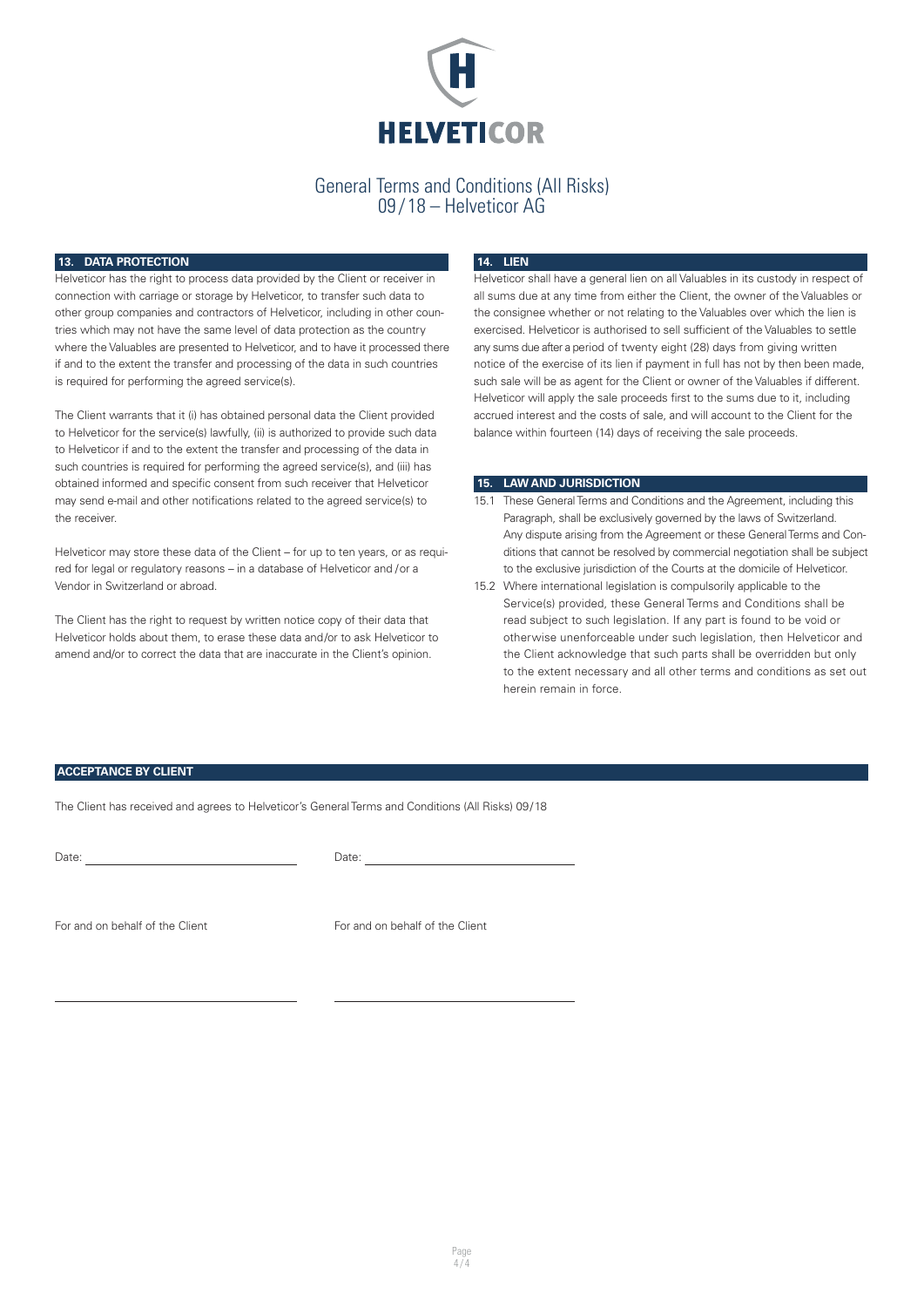# HELVETICOR

## General Terms and Conditions (All Risks) 09/18 – Helveticor AG

### 13. DATA PROTECTION

Helveticor has the right to process data provided by the Client or receiver in connection with carriage or storage by Helveticor, to transfer such data to other group companies and contractors of Helveticor, including in other countries which may not have the same level of data protection as the country where the Valuables are presented to Helveticor, and to have it processed there if and to the extent the transfer and processing of the data in such countries is required for performing the agreed service(s).

The Client warrants that it (i) has obtained personal data the Client provided to Helveticor for the service(s) lawfully, (ii) is authorized to provide such data to Helveticor if and to the extent the transfer and processing of the data in such countries is required for performing the agreed service(s), and (iii) has obtained informed and specific consent from such receiver that Helveticor may send e-mail and other notifications related to the agreed service(s) to the receiver.

Helveticor may store these data of the Client – for up to ten years, or as required for legal or regulatory reasons – in a database of Helveticor and /or a Vendor in Switzerland or abroad.

The Client has the right to request by written notice copy of their data that Helveticor holds about them, to erase these data and/or to ask Helveticor to amend and/or to correct the data that are inaccurate in the Client's opinion.

### 14. LIEN

Helveticor shall have a general lien on all Valuables in its custody in respect of all sums due at any time from either the Client, the owner of the Valuables or the consignee whether or not relating to the Valuables over which the lien is exercised. Helveticor is authorised to sell sufficient of the Valuables to settle any sums due after a period of twenty eight (28) days from giving written notice of the exercise of its lien if payment in full has not by then been made, such sale will be as agent for the Client or owner of the Valuables if different. Helveticor will apply the sale proceeds first to the sums due to it, including accrued interest and the costs of sale, and will account to the Client for the balance within fourteen (14) days of receiving the sale proceeds.

### 15. LAW AND JURISDICTION

15.1 These General Terms and Conditions and the Agreement, including this Paragraph, shall be exclusively governed by the laws of Switzerland. Any dispute arising from the Agreement or these General Terms and Conditions that cannot be resolved by commercial negotiation shall be subject to the exclusive jurisdiction of the Courts at the domicile of Helveticor.

15.2 Where international legislation is compulsorily applicable to the Service(s) provided, these General Terms and Conditions shall be read subject to such legislation. If any part is found to be void or otherwise unenforceable under such legislation, then Helveticor and the Client acknowledge that such parts shall be overridden but only to the extent necessary and all other terms and conditions as set out herein remain in force.

### ACCEPTANCE BY CLIENT

The Client has received and agrees to Helveticor's General Terms and Conditions (All Risks) 09/18

Date: ______________________ Date: ______________________

For and on behalf of the Client For and on behalf of the Client

______________________ ______________________